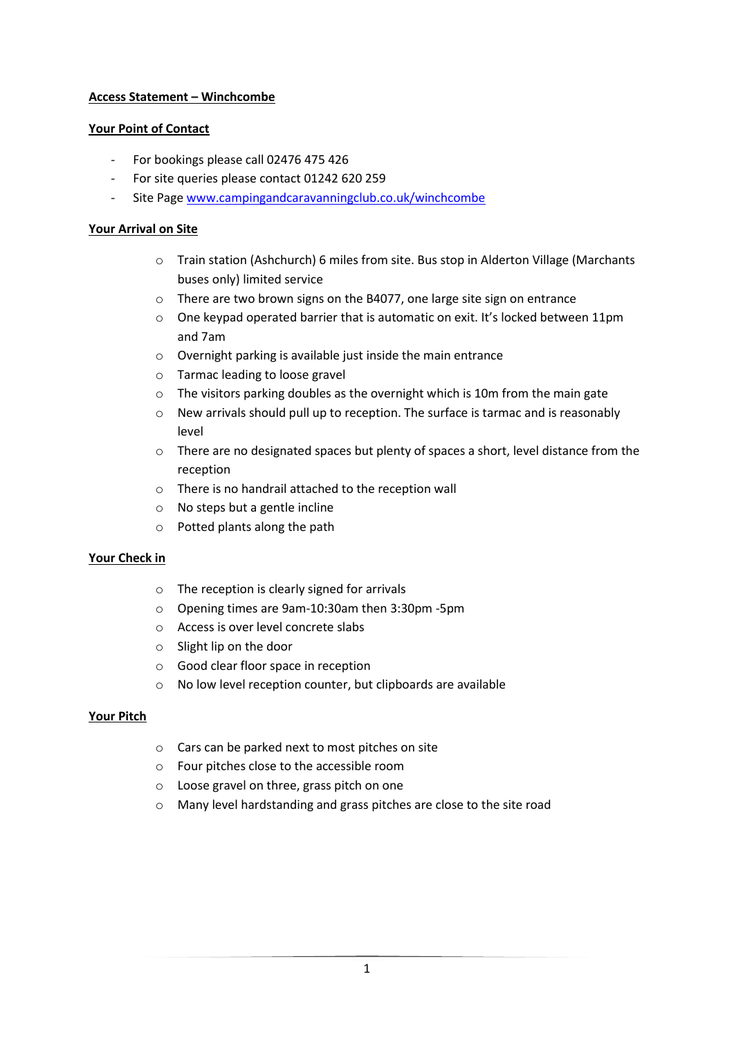## Access Statement – Winchcombe

### Your Point of Contact

- For bookings please call 02476 475 426
- For site queries please contact 01242 620 259
- Site Page [www.campingandcaravanningclub.co.uk/winchcombe](www.campingandcaravanningclub.co.uk/winchcombe)

### Your Arrival on Site

- Train station (Ashchurch) 6 miles from site. Bus stop in Alderton Village (Marchants buses only) limited service
- There are two brown signs on the B4077, one large site sign on entrance
- One keypad operated barrier that is automatic on exit. It's locked between 11pm and 7am
- Overnight parking is available just inside the main entrance
- Tarmac leading to loose gravel
- The visitors parking doubles as the overnight which is 10m from the main gate
- New arrivals should pull up to reception. The surface is tarmac and is reasonably level
- There are no designated spaces but plenty of spaces a short, level distance from the reception
- There is no handrail attached to the reception wall
- No steps but a gentle incline
- Potted plants along the path

### Your Check in

- The reception is clearly signed for arrivals
- Opening times are 9am-10:30am then 3:30pm -5pm
- Access is over level concrete slabs
- Slight lip on the door
- Good clear floor space in reception
- No low level reception counter, but clipboards are available

### Your Pitch

- Cars can be parked next to most pitches on site
- Four pitches close to the accessible room
- Loose gravel on three, grass pitch on one
- Many level hardstanding and grass pitches are close to the site road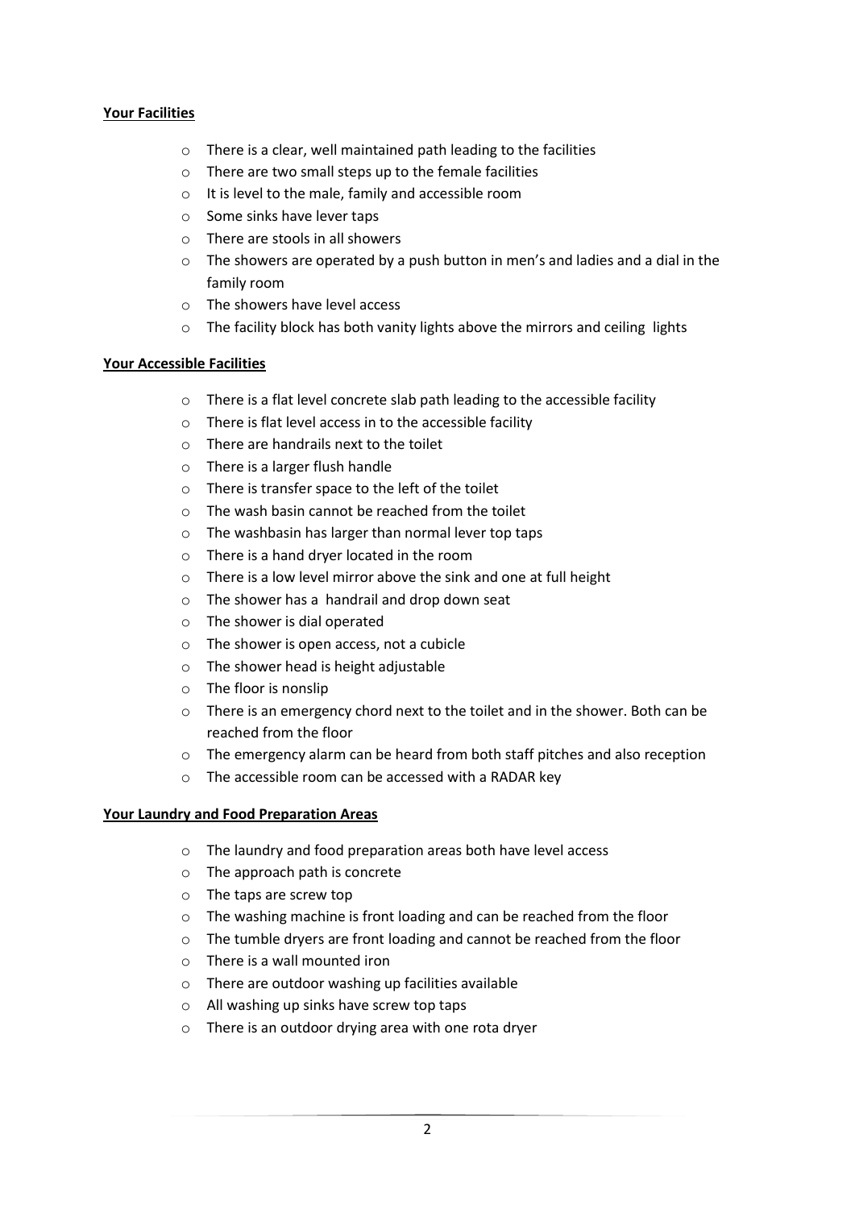**Your Facilities**

- There is a clear, well maintained path leading to the facilities
- There are two small steps up to the female facilities
- It is level to the male, family and accessible room
- Some sinks have lever taps
- There are stools in all showers
- The showers are operated by a push button in men's and ladies and a dial in the family room
- The showers have level access
- The facility block has both vanity lights above the mirrors and ceiling lights

**Your Accessible Facilities**

- There is a flat level concrete slab path leading to the accessible facility
- There is flat level access in to the accessible facility
- There are handrails next to the toilet
- There is a larger flush handle
- There is transfer space to the left of the toilet
- The wash basin cannot be reached from the toilet
- The washbasin has larger than normal lever top taps
- There is a hand dryer located in the room
- There is a low level mirror above the sink and one at full height
- The shower has a handrail and drop down seat
- The shower is dial operated
- The shower is open access, not a cubicle
- The shower head is height adjustable
- The floor is nonslip
- There is an emergency chord next to the toilet and in the shower. Both can be reached from the floor
- The emergency alarm can be heard from both staff pitches and also reception
- The accessible room can be accessed with a RADAR key

**Your Laundry and Food Preparation Areas**

- The laundry and food preparation areas both have level access
- The approach path is concrete
- The taps are screw top
- The washing machine is front loading and can be reached from the floor
- The tumble dryers are front loading and cannot be reached from the floor
- There is a wall mounted iron
- There are outdoor washing up facilities available
- All washing up sinks have screw top taps
- There is an outdoor drying area with one rota dryer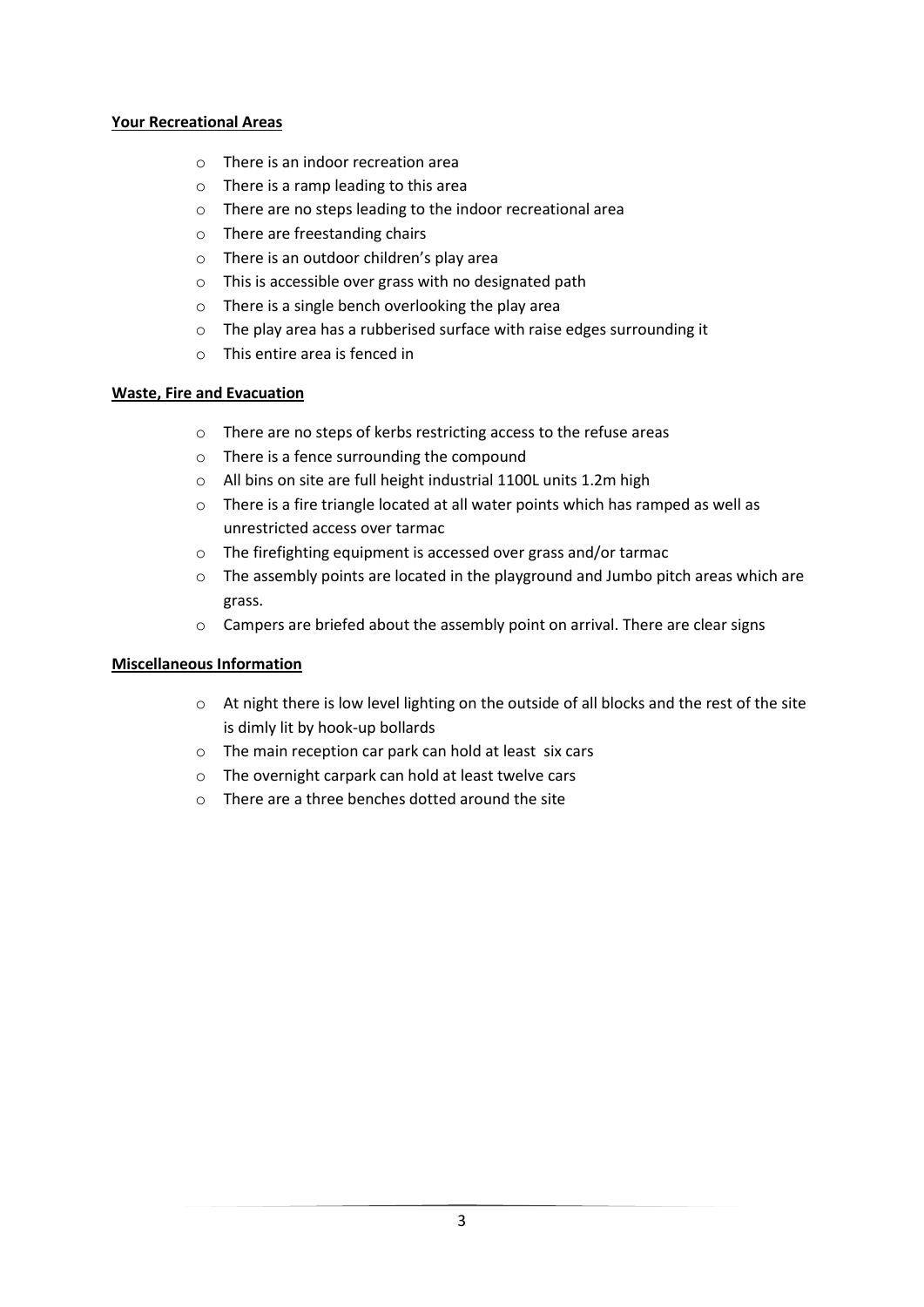**Your Recreational Areas**

- There is an indoor recreation area
- There is a ramp leading to this area
- There are no steps leading to the indoor recreational area
- There are freestanding chairs
- There is an outdoor children's play area
- This is accessible over grass with no designated path
- There is a single bench overlooking the play area
- The play area has a rubberised surface with raise edges surrounding it
- This entire area is fenced in

**Waste, Fire and Evacuation**

- There are no steps of kerbs restricting access to the refuse areas
- There is a fence surrounding the compound
- All bins on site are full height industrial 1100L units 1.2m high
- There is a fire triangle located at all water points which has ramped as well as unrestricted access over tarmac
- The firefighting equipment is accessed over grass and/or tarmac
- The assembly points are located in the playground and Jumbo pitch areas which are grass.
- Campers are briefed about the assembly point on arrival. There are clear signs

**Miscellaneous Information**

- At night there is low level lighting on the outside of all blocks and the rest of the site is dimly lit by hook-up bollards
- The main reception car park can hold at least six cars
- The overnight carpark can hold at least twelve cars
- There are a three benches dotted around the site